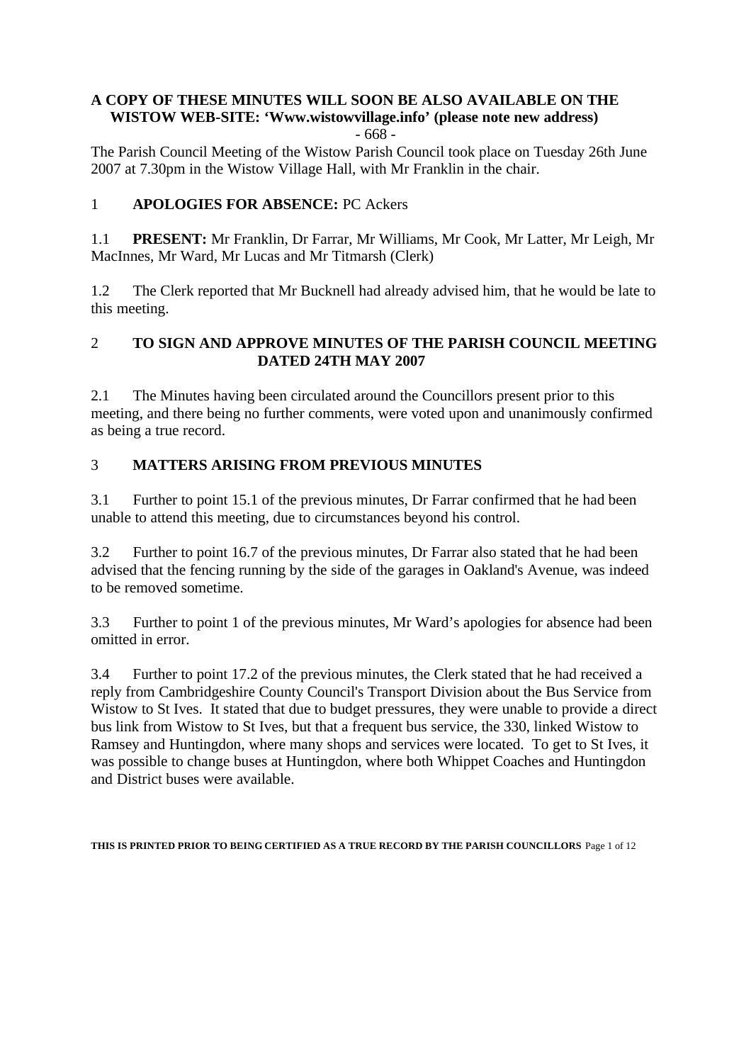**A COPY OF THESE MINUTES WILL SOON BE ALSO AVAILABLE ON THE WISTOW WEB-SITE: 'Www.wistowvillage.info' (please note new address)**

- 668 -

The Parish Council Meeting of the Wistow Parish Council took place on Tuesday 26th June 2007 at 7.30pm in the Wistow Village Hall, with Mr Franklin in the chair.

1 **APOLOGIES FOR ABSENCE:** PC Ackers

1.1 **PRESENT:** Mr Franklin, Dr Farrar, Mr Williams, Mr Cook, Mr Latter, Mr Leigh, Mr MacInnes, Mr Ward, Mr Lucas and Mr Titmarsh (Clerk)

1.2 The Clerk reported that Mr Bucknell had already advised him, that he would be late to this meeting.

## 2 TO SIGN AND APPROVE MINUTES OF THE PARISH COUNCIL MEETING DATED 24TH MAY 2007

2.1 The Minutes having been circulated around the Councillors present prior to this meeting, and there being no further comments, were voted upon and unanimously confirmed as being a true record.

## 3 MATTERS ARISING FROM PREVIOUS MINUTES

3.1 Further to point 15.1 of the previous minutes, Dr Farrar confirmed that he had been unable to attend this meeting, due to circumstances beyond his control.

3.2 Further to point 16.7 of the previous minutes, Dr Farrar also stated that he had been advised that the fencing running by the side of the garages in Oakland's Avenue, was indeed to be removed sometime.

3.3 Further to point 1 of the previous minutes, Mr Ward's apologies for absence had been omitted in error.

3.4 Further to point 17.2 of the previous minutes, the Clerk stated that he had received a reply from Cambridgeshire County Council's Transport Division about the Bus Service from Wistow to St Ives. It stated that due to budget pressures, they were unable to provide a direct bus link from Wistow to St Ives, but that a frequent bus service, the 330, linked Wistow to Ramsey and Huntingdon, where many shops and services were located. To get to St Ives, it was possible to change buses at Huntingdon, where both Whippet Coaches and Huntingdon and District buses were available.

**THIS IS PRINTED PRIOR TO BEING CERTIFIED AS A TRUE RECORD BY THE PARISH COUNCILLORS**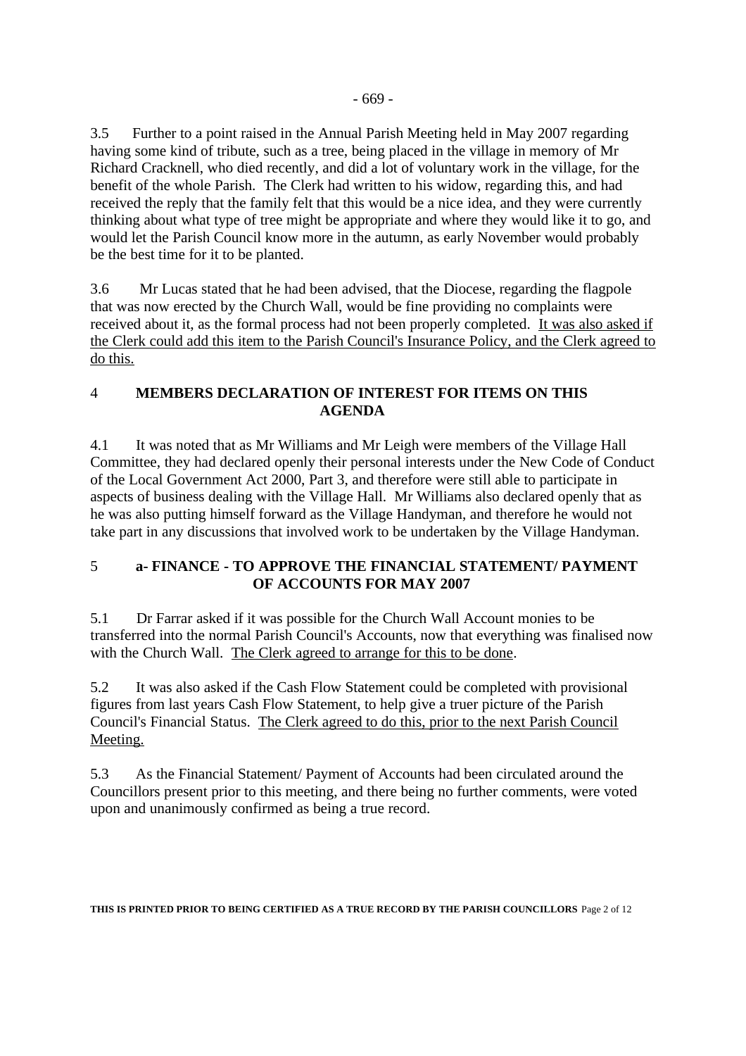3.5 Further to a point raised in the Annual Parish Meeting held in May 2007 regarding having some kind of tribute, such as a tree, being placed in the village in memory of Mr Richard Cracknell, who died recently, and did a lot of voluntary work in the village, for the benefit of the whole Parish. The Clerk had written to his widow, regarding this, and had received the reply that the family felt that this would be a nice idea, and they were currently thinking about what type of tree might be appropriate and where they would like it to go, and would let the Parish Council know more in the autumn, as early November would probably be the best time for it to be planted.

3.6 Mr Lucas stated that he had been advised, that the Diocese, regarding the flagpole that was now erected by the Church Wall, would be fine providing no complaints were received about it, as the formal process had not been properly completed. <u>It was also asked if the Clerk could add this item to the Parish Council's Insurance Policy, and the Clerk agreed to do this.</u>

## 4 MEMBERS DECLARATION OF INTEREST FOR ITEMS ON THIS AGENDA

4.1 It was noted that as Mr Williams and Mr Leigh were members of the Village Hall Committee, they had declared openly their personal interests under the New Code of Conduct of the Local Government Act 2000, Part 3, and therefore were still able to participate in aspects of business dealing with the Village Hall. Mr Williams also declared openly that as he was also putting himself forward as the Village Handyman, and therefore he would not take part in any discussions that involved work to be undertaken by the Village Handyman.

## 5 a- FINANCE - TO APPROVE THE FINANCIAL STATEMENT/ PAYMENT OF ACCOUNTS FOR MAY 2007

5.1 Dr Farrar asked if it was possible for the Church Wall Account monies to be transferred into the normal Parish Council's Accounts, now that everything was finalised now with the Church Wall. <u>The Clerk agreed to arrange for this to be done</u>.

5.2 It was also asked if the Cash Flow Statement could be completed with provisional figures from last years Cash Flow Statement, to help give a truer picture of the Parish Council's Financial Status. <u>The Clerk agreed to do this, prior to the next Parish Council Meeting.</u>

5.3 As the Financial Statement/ Payment of Accounts had been circulated around the Councillors present prior to this meeting, and there being no further comments, were voted upon and unanimously confirmed as being a true record.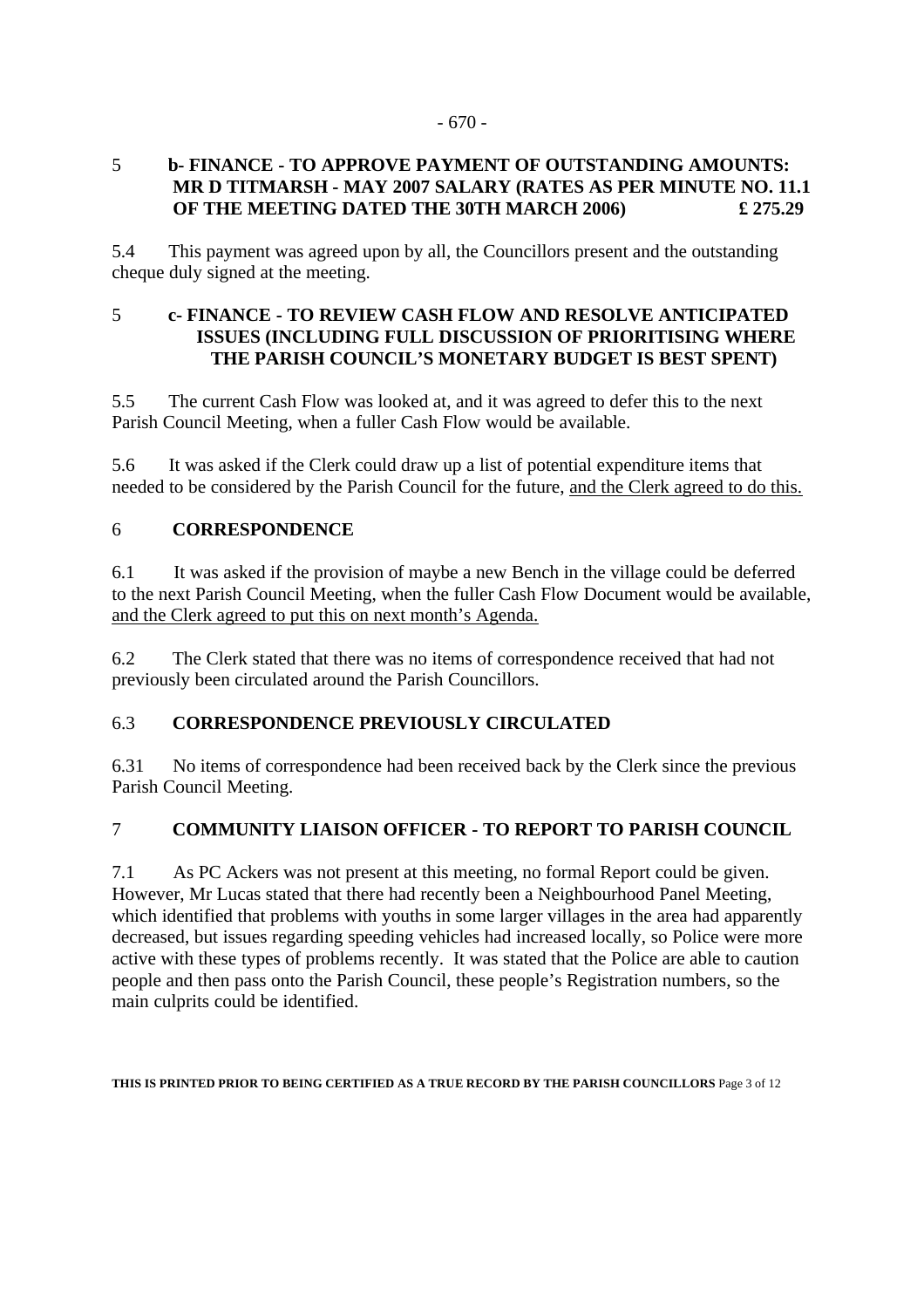### 5 b- FINANCE - TO APPROVE PAYMENT OF OUTSTANDING AMOUNTS: MR D TITMARSH - MAY 2007 SALARY (RATES AS PER MINUTE NO. 11.1 OF THE MEETING DATED THE 30TH MARCH 2006) £ 275.29

5.4 This payment was agreed upon by all, the Councillors present and the outstanding cheque duly signed at the meeting.

### 5 c- FINANCE - TO REVIEW CASH FLOW AND RESOLVE ANTICIPATED ISSUES (INCLUDING FULL DISCUSSION OF PRIORITISING WHERE THE PARISH COUNCIL'S MONETARY BUDGET IS BEST SPENT)

5.5 The current Cash Flow was looked at, and it was agreed to defer this to the next Parish Council Meeting, when a fuller Cash Flow would be available.

5.6 It was asked if the Clerk could draw up a list of potential expenditure items that needed to be considered by the Parish Council for the future, <u>and the Clerk agreed to do this.</u>

### 6 CORRESPONDENCE

6.1 It was asked if the provision of maybe a new Bench in the village could be deferred to the next Parish Council Meeting, when the fuller Cash Flow Document would be available, <u>and the Clerk agreed to put this on next month's Agenda.</u>

6.2 The Clerk stated that there was no items of correspondence received that had not previously been circulated around the Parish Councillors.

### 6.3 CORRESPONDENCE PREVIOUSLY CIRCULATED

6.31 No items of correspondence had been received back by the Clerk since the previous Parish Council Meeting.

### 7 COMMUNITY LIAISON OFFICER - TO REPORT TO PARISH COUNCIL

7.1 As PC Ackers was not present at this meeting, no formal Report could be given. However, Mr Lucas stated that there had recently been a Neighbourhood Panel Meeting, which identified that problems with youths in some larger villages in the area had apparently decreased, but issues regarding speeding vehicles had increased locally, so Police were more active with these types of problems recently. It was stated that the Police are able to caution people and then pass onto the Parish Council, these people's Registration numbers, so the main culprits could be identified.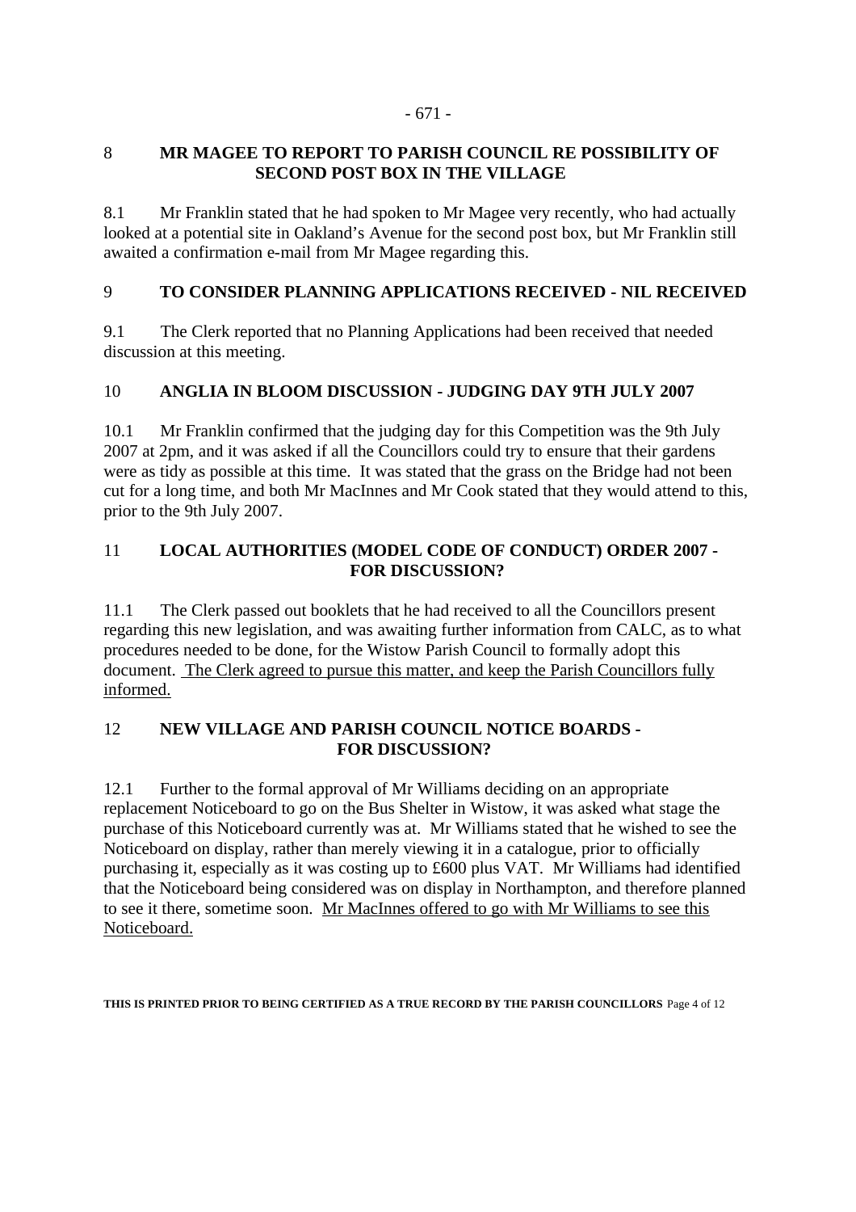## 8 MR MAGEE TO REPORT TO PARISH COUNCIL RE POSSIBILITY OF SECOND POST BOX IN THE VILLAGE

8.1 Mr Franklin stated that he had spoken to Mr Magee very recently, who had actually looked at a potential site in Oakland's Avenue for the second post box, but Mr Franklin still awaited a confirmation e-mail from Mr Magee regarding this.

## 9 TO CONSIDER PLANNING APPLICATIONS RECEIVED - NIL RECEIVED

9.1 The Clerk reported that no Planning Applications had been received that needed discussion at this meeting.

## 10 ANGLIA IN BLOOM DISCUSSION - JUDGING DAY 9TH JULY 2007

10.1 Mr Franklin confirmed that the judging day for this Competition was the 9th July 2007 at 2pm, and it was asked if all the Councillors could try to ensure that their gardens were as tidy as possible at this time. It was stated that the grass on the Bridge had not been cut for a long time, and both Mr MacInnes and Mr Cook stated that they would attend to this, prior to the 9th July 2007.

## 11 LOCAL AUTHORITIES (MODEL CODE OF CONDUCT) ORDER 2007 - FOR DISCUSSION?

11.1 The Clerk passed out booklets that he had received to all the Councillors present regarding this new legislation, and was awaiting further information from CALC, as to what procedures needed to be done, for the Wistow Parish Council to formally adopt this document. <u>The Clerk agreed to pursue this matter, and keep the Parish Councillors fully informed.</u>

## 12 NEW VILLAGE AND PARISH COUNCIL NOTICE BOARDS - FOR DISCUSSION?

12.1 Further to the formal approval of Mr Williams deciding on an appropriate replacement Noticeboard to go on the Bus Shelter in Wistow, it was asked what stage the purchase of this Noticeboard currently was at. Mr Williams stated that he wished to see the Noticeboard on display, rather than merely viewing it in a catalogue, prior to officially purchasing it, especially as it was costing up to £600 plus VAT. Mr Williams had identified that the Noticeboard being considered was on display in Northampton, and therefore planned to see it there, sometime soon. <u>Mr MacInnes offered to go with Mr Williams to see this Noticeboard.</u>

**THIS IS PRINTED PRIOR TO BEING CERTIFIED AS A TRUE RECORD BY THE PARISH COUNCILLORS**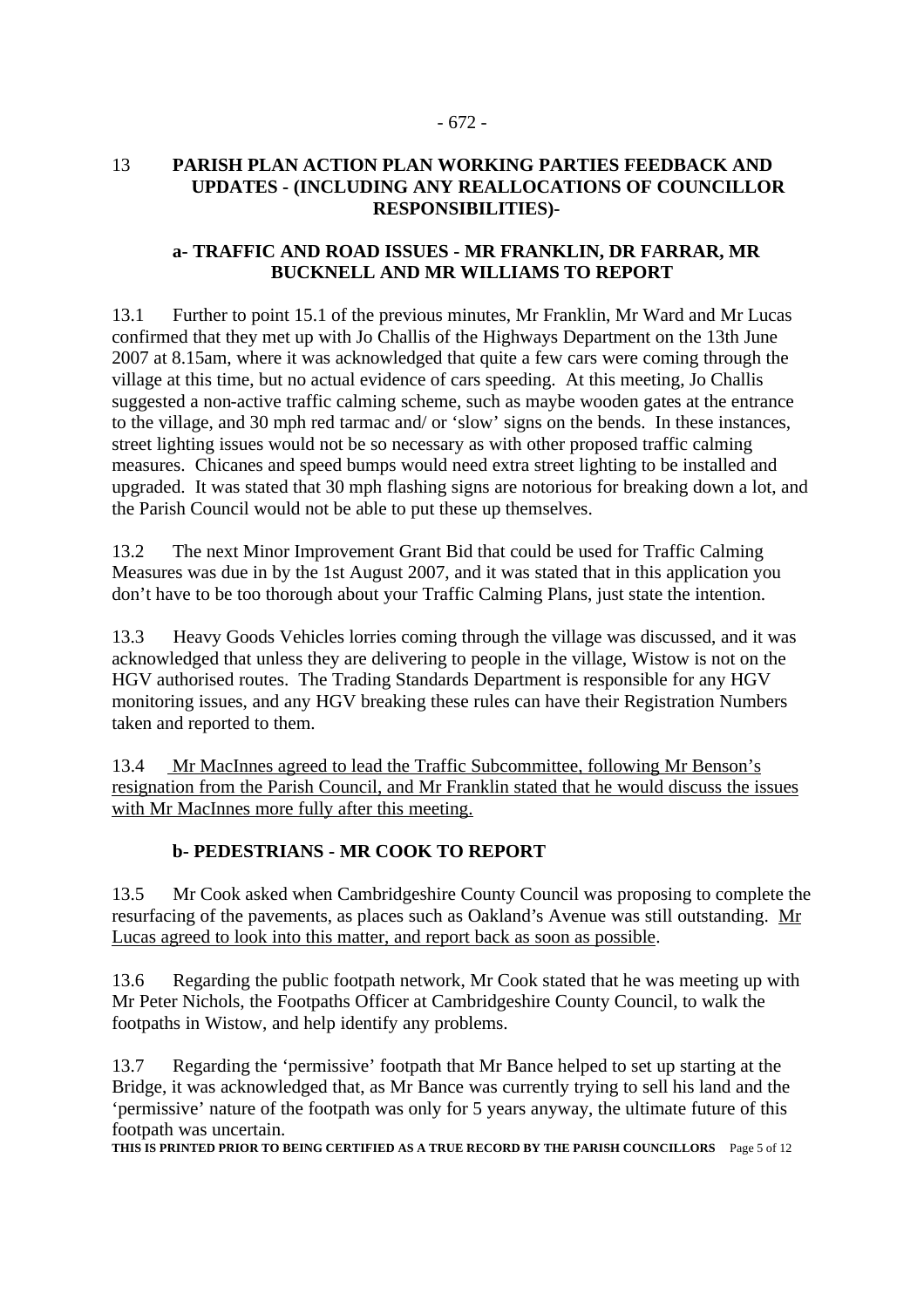## 13 PARISH PLAN ACTION PLAN WORKING PARTIES FEEDBACK AND UPDATES - (INCLUDING ANY REALLOCATIONS OF COUNCILLOR RESPONSIBILITIES)-

### a- TRAFFIC AND ROAD ISSUES - MR FRANKLIN, DR FARRAR, MR BUCKNELL AND MR WILLIAMS TO REPORT

13.1 Further to point 15.1 of the previous minutes, Mr Franklin, Mr Ward and Mr Lucas confirmed that they met up with Jo Challis of the Highways Department on the 13th June 2007 at 8.15am, where it was acknowledged that quite a few cars were coming through the village at this time, but no actual evidence of cars speeding. At this meeting, Jo Challis suggested a non-active traffic calming scheme, such as maybe wooden gates at the entrance to the village, and 30 mph red tarmac and/ or 'slow' signs on the bends. In these instances, street lighting issues would not be so necessary as with other proposed traffic calming measures. Chicanes and speed bumps would need extra street lighting to be installed and upgraded. It was stated that 30 mph flashing signs are notorious for breaking down a lot, and the Parish Council would not be able to put these up themselves.

13.2 The next Minor Improvement Grant Bid that could be used for Traffic Calming Measures was due in by the 1st August 2007, and it was stated that in this application you don't have to be too thorough about your Traffic Calming Plans, just state the intention.

13.3 Heavy Goods Vehicles lorries coming through the village was discussed, and it was acknowledged that unless they are delivering to people in the village, Wistow is not on the HGV authorised routes. The Trading Standards Department is responsible for any HGV monitoring issues, and any HGV breaking these rules can have their Registration Numbers taken and reported to them.

13.4 <u>Mr MacInnes agreed to lead the Traffic Subcommittee, following Mr Benson's resignation from the Parish Council, and Mr Franklin stated that he would discuss the issues with Mr MacInnes more fully after this meeting.</u>

### b- PEDESTRIANS - MR COOK TO REPORT

13.5 Mr Cook asked when Cambridgeshire County Council was proposing to complete the resurfacing of the pavements, as places such as Oakland's Avenue was still outstanding. <u>Mr Lucas agreed to look into this matter, and report back as soon as possible</u>.

13.6 Regarding the public footpath network, Mr Cook stated that he was meeting up with Mr Peter Nichols, the Footpaths Officer at Cambridgeshire County Council, to walk the footpaths in Wistow, and help identify any problems.

13.7 Regarding the 'permissive' footpath that Mr Bance helped to set up starting at the Bridge, it was acknowledged that, as Mr Bance was currently trying to sell his land and the 'permissive' nature of the footpath was only for 5 years anyway, the ultimate future of this footpath was uncertain.

**THIS IS PRINTED PRIOR TO BEING CERTIFIED AS A TRUE RECORD BY THE PARISH COUNCILLORS**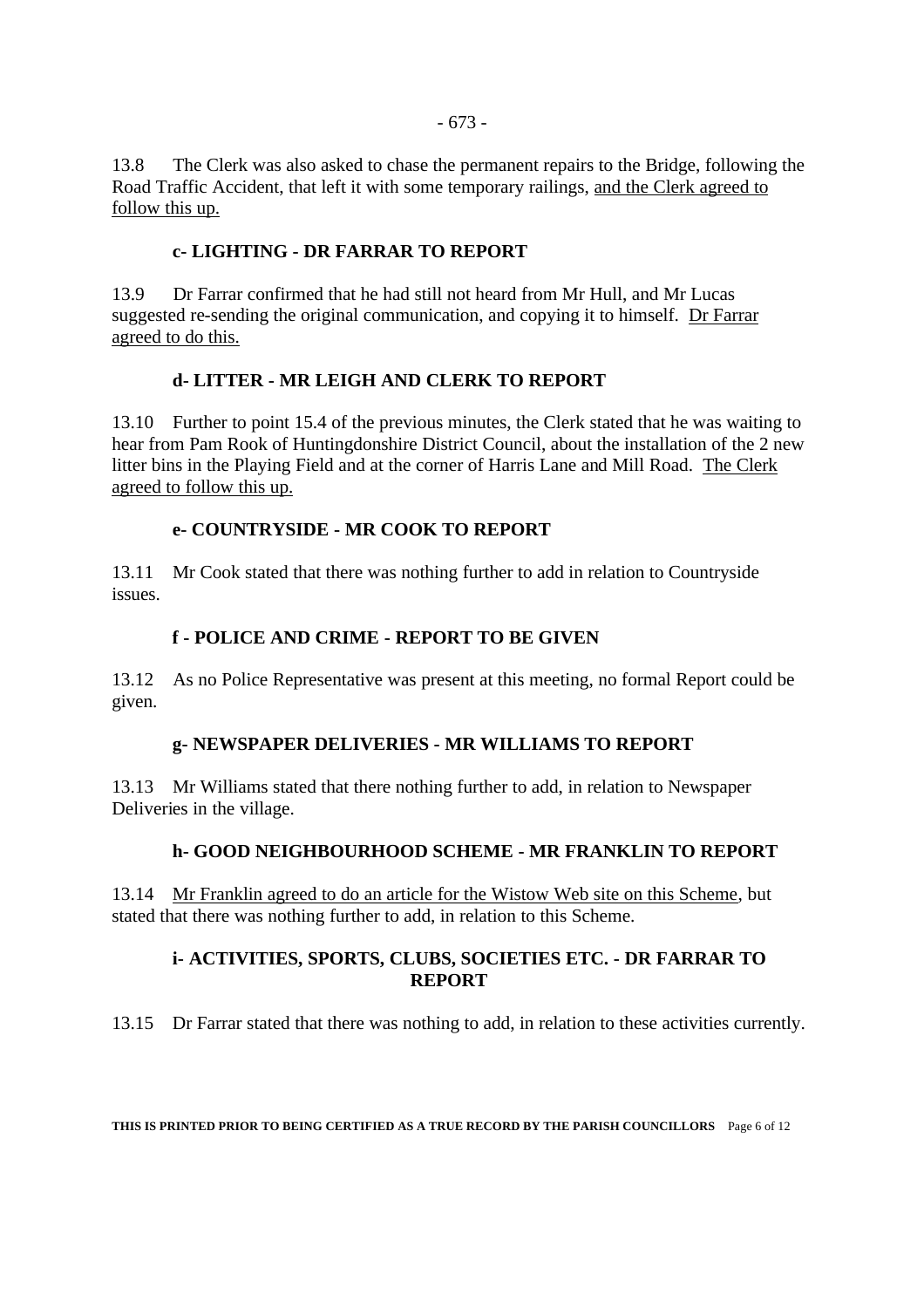13.8 The Clerk was also asked to chase the permanent repairs to the Bridge, following the Road Traffic Accident, that left it with some temporary railings, <u>and the Clerk agreed to follow this up.</u>

### c- LIGHTING - DR FARRAR TO REPORT

13.9 Dr Farrar confirmed that he had still not heard from Mr Hull, and Mr Lucas suggested re-sending the original communication, and copying it to himself. <u>Dr Farrar agreed to do this.</u>

### d- LITTER - MR LEIGH AND CLERK TO REPORT

13.10 Further to point 15.4 of the previous minutes, the Clerk stated that he was waiting to hear from Pam Rook of Huntingdonshire District Council, about the installation of the 2 new litter bins in the Playing Field and at the corner of Harris Lane and Mill Road. <u>The Clerk agreed to follow this up.</u>

### e- COUNTRYSIDE - MR COOK TO REPORT

13.11 Mr Cook stated that there was nothing further to add in relation to Countryside issues.

### f - POLICE AND CRIME - REPORT TO BE GIVEN

13.12 As no Police Representative was present at this meeting, no formal Report could be given.

### g- NEWSPAPER DELIVERIES - MR WILLIAMS TO REPORT

13.13 Mr Williams stated that there nothing further to add, in relation to Newspaper Deliveries in the village.

### h- GOOD NEIGHBOURHOOD SCHEME - MR FRANKLIN TO REPORT

13.14 <u>Mr Franklin agreed to do an article for the Wistow Web site on this Scheme</u>, but stated that there was nothing further to add, in relation to this Scheme.

### i- ACTIVITIES, SPORTS, CLUBS, SOCIETIES ETC. - DR FARRAR TO REPORT

13.15 Dr Farrar stated that there was nothing to add, in relation to these activities currently.

**THIS IS PRINTED PRIOR TO BEING CERTIFIED AS A TRUE RECORD BY THE PARISH COUNCILLORS**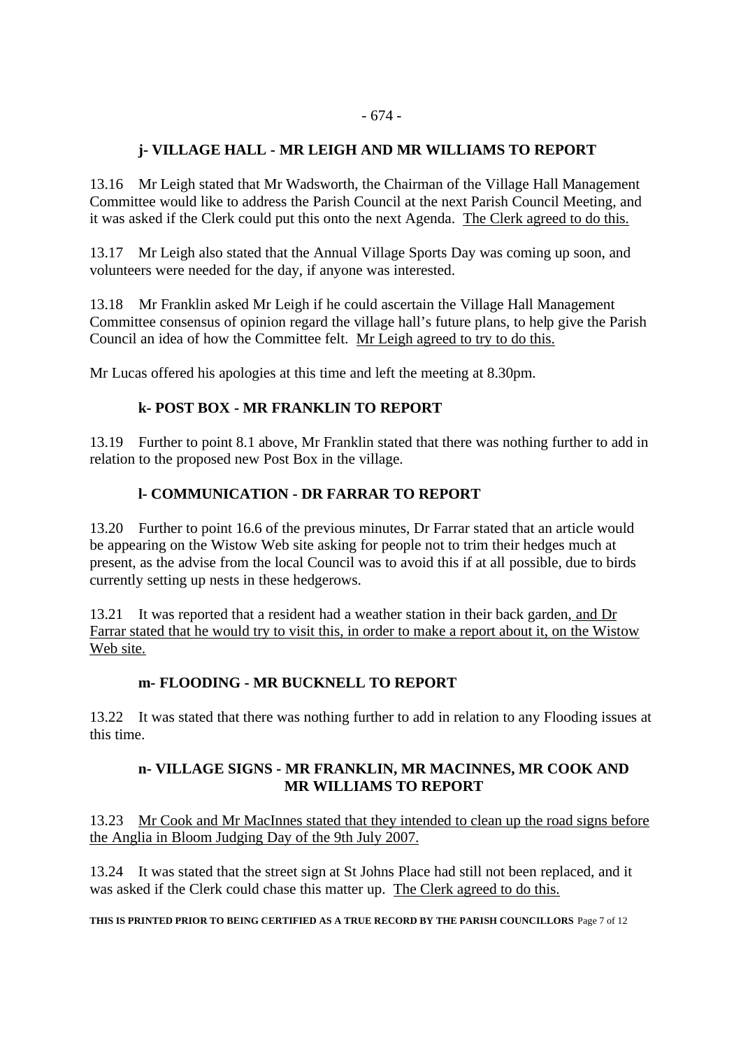### j- VILLAGE HALL - MR LEIGH AND MR WILLIAMS TO REPORT

13.16 Mr Leigh stated that Mr Wadsworth, the Chairman of the Village Hall Management Committee would like to address the Parish Council at the next Parish Council Meeting, and it was asked if the Clerk could put this onto the next Agenda. The Clerk agreed to do this.

13.17 Mr Leigh also stated that the Annual Village Sports Day was coming up soon, and volunteers were needed for the day, if anyone was interested.

13.18 Mr Franklin asked Mr Leigh if he could ascertain the Village Hall Management Committee consensus of opinion regard the village hall's future plans, to help give the Parish Council an idea of how the Committee felt. Mr Leigh agreed to try to do this.

Mr Lucas offered his apologies at this time and left the meeting at 8.30pm.

### k- POST BOX - MR FRANKLIN TO REPORT

13.19 Further to point 8.1 above, Mr Franklin stated that there was nothing further to add in relation to the proposed new Post Box in the village.

### l- COMMUNICATION - DR FARRAR TO REPORT

13.20 Further to point 16.6 of the previous minutes, Dr Farrar stated that an article would be appearing on the Wistow Web site asking for people not to trim their hedges much at present, as the advise from the local Council was to avoid this if at all possible, due to birds currently setting up nests in these hedgerows.

13.21 It was reported that a resident had a weather station in their back garden, and Dr Farrar stated that he would try to visit this, in order to make a report about it, on the Wistow Web site.

### m- FLOODING - MR BUCKNELL TO REPORT

13.22 It was stated that there was nothing further to add in relation to any Flooding issues at this time.

### n- VILLAGE SIGNS - MR FRANKLIN, MR MACINNES, MR COOK AND MR WILLIAMS TO REPORT

13.23 Mr Cook and Mr MacInnes stated that they intended to clean up the road signs before the Anglia in Bloom Judging Day of the 9th July 2007.

13.24 It was stated that the street sign at St Johns Place had still not been replaced, and it was asked if the Clerk could chase this matter up. The Clerk agreed to do this.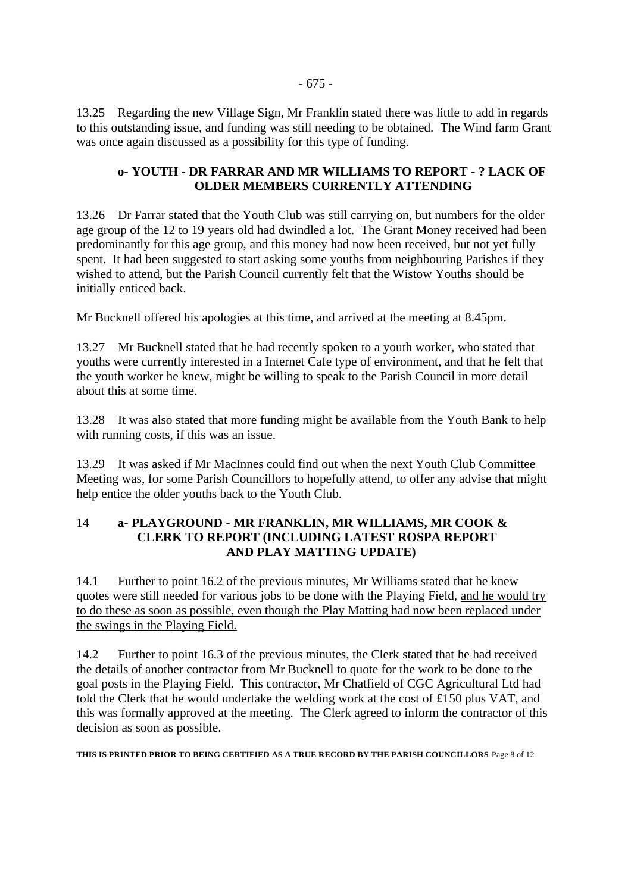13.25 Regarding the new Village Sign, Mr Franklin stated there was little to add in regards to this outstanding issue, and funding was still needing to be obtained. The Wind farm Grant was once again discussed as a possibility for this type of funding.

**o- YOUTH - DR FARRAR AND MR WILLIAMS TO REPORT - ? LACK OF OLDER MEMBERS CURRENTLY ATTENDING**

13.26 Dr Farrar stated that the Youth Club was still carrying on, but numbers for the older age group of the 12 to 19 years old had dwindled a lot. The Grant Money received had been predominantly for this age group, and this money had now been received, but not yet fully spent. It had been suggested to start asking some youths from neighbouring Parishes if they wished to attend, but the Parish Council currently felt that the Wistow Youths should be initially enticed back.

Mr Bucknell offered his apologies at this time, and arrived at the meeting at 8.45pm.

13.27 Mr Bucknell stated that he had recently spoken to a youth worker, who stated that youths were currently interested in a Internet Cafe type of environment, and that he felt that the youth worker he knew, might be willing to speak to the Parish Council in more detail about this at some time.

13.28 It was also stated that more funding might be available from the Youth Bank to help with running costs, if this was an issue.

13.29 It was asked if Mr MacInnes could find out when the next Youth Club Committee Meeting was, for some Parish Councillors to hopefully attend, to offer any advise that might help entice the older youths back to the Youth Club.

14 **a- PLAYGROUND - MR FRANKLIN, MR WILLIAMS, MR COOK & CLERK TO REPORT (INCLUDING LATEST ROSPA REPORT AND PLAY MATTING UPDATE)**

14.1 Further to point 16.2 of the previous minutes, Mr Williams stated that he knew quotes were still needed for various jobs to be done with the Playing Field, <u>and he would try to do these as soon as possible, even though the Play Matting had now been replaced under the swings in the Playing Field.</u>

14.2 Further to point 16.3 of the previous minutes, the Clerk stated that he had received the details of another contractor from Mr Bucknell to quote for the work to be done to the goal posts in the Playing Field. This contractor, Mr Chatfield of CGC Agricultural Ltd had told the Clerk that he would undertake the welding work at the cost of £150 plus VAT, and this was formally approved at the meeting. <u>The Clerk agreed to inform the contractor of this decision as soon as possible.</u>

**THIS IS PRINTED PRIOR TO BEING CERTIFIED AS A TRUE RECORD BY THE PARISH COUNCILLORS**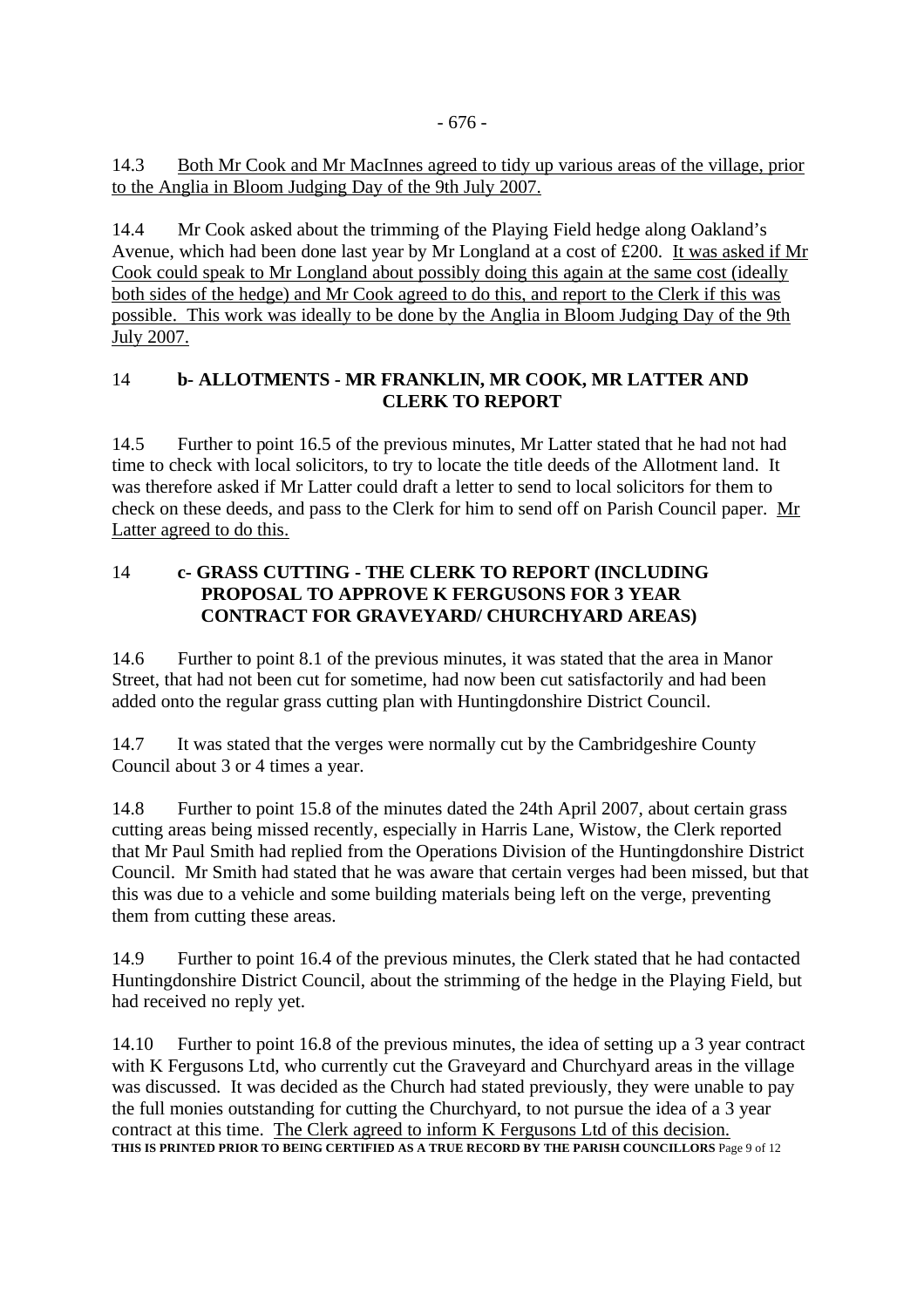14.3 Both Mr Cook and Mr MacInnes agreed to tidy up various areas of the village, prior to the Anglia in Bloom Judging Day of the 9th July 2007.

14.4 Mr Cook asked about the trimming of the Playing Field hedge along Oakland's Avenue, which had been done last year by Mr Longland at a cost of £200. It was asked if Mr Cook could speak to Mr Longland about possibly doing this again at the same cost (ideally both sides of the hedge) and Mr Cook agreed to do this, and report to the Clerk if this was possible. This work was ideally to be done by the Anglia in Bloom Judging Day of the 9th July 2007.

## 14 b- ALLOTMENTS - MR FRANKLIN, MR COOK, MR LATTER AND CLERK TO REPORT

14.5 Further to point 16.5 of the previous minutes, Mr Latter stated that he had not had time to check with local solicitors, to try to locate the title deeds of the Allotment land. It was therefore asked if Mr Latter could draft a letter to send to local solicitors for them to check on these deeds, and pass to the Clerk for him to send off on Parish Council paper. Mr Latter agreed to do this.

## 14 c- GRASS CUTTING - THE CLERK TO REPORT (INCLUDING PROPOSAL TO APPROVE K FERGUSONS FOR 3 YEAR CONTRACT FOR GRAVEYARD/ CHURCHYARD AREAS)

14.6 Further to point 8.1 of the previous minutes, it was stated that the area in Manor Street, that had not been cut for sometime, had now been cut satisfactorily and had been added onto the regular grass cutting plan with Huntingdonshire District Council.

14.7 It was stated that the verges were normally cut by the Cambridgeshire County Council about 3 or 4 times a year.

14.8 Further to point 15.8 of the minutes dated the 24th April 2007, about certain grass cutting areas being missed recently, especially in Harris Lane, Wistow, the Clerk reported that Mr Paul Smith had replied from the Operations Division of the Huntingdonshire District Council. Mr Smith had stated that he was aware that certain verges had been missed, but that this was due to a vehicle and some building materials being left on the verge, preventing them from cutting these areas.

14.9 Further to point 16.4 of the previous minutes, the Clerk stated that he had contacted Huntingdonshire District Council, about the strimming of the hedge in the Playing Field, but had received no reply yet.

14.10 Further to point 16.8 of the previous minutes, the idea of setting up a 3 year contract with K Fergusons Ltd, who currently cut the Graveyard and Churchyard areas in the village was discussed. It was decided as the Church had stated previously, they were unable to pay the full monies outstanding for cutting the Churchyard, to not pursue the idea of a 3 year contract at this time. The Clerk agreed to inform K Fergusons Ltd of this decision.

**THIS IS PRINTED PRIOR TO BEING CERTIFIED AS A TRUE RECORD BY THE PARISH COUNCILLORS**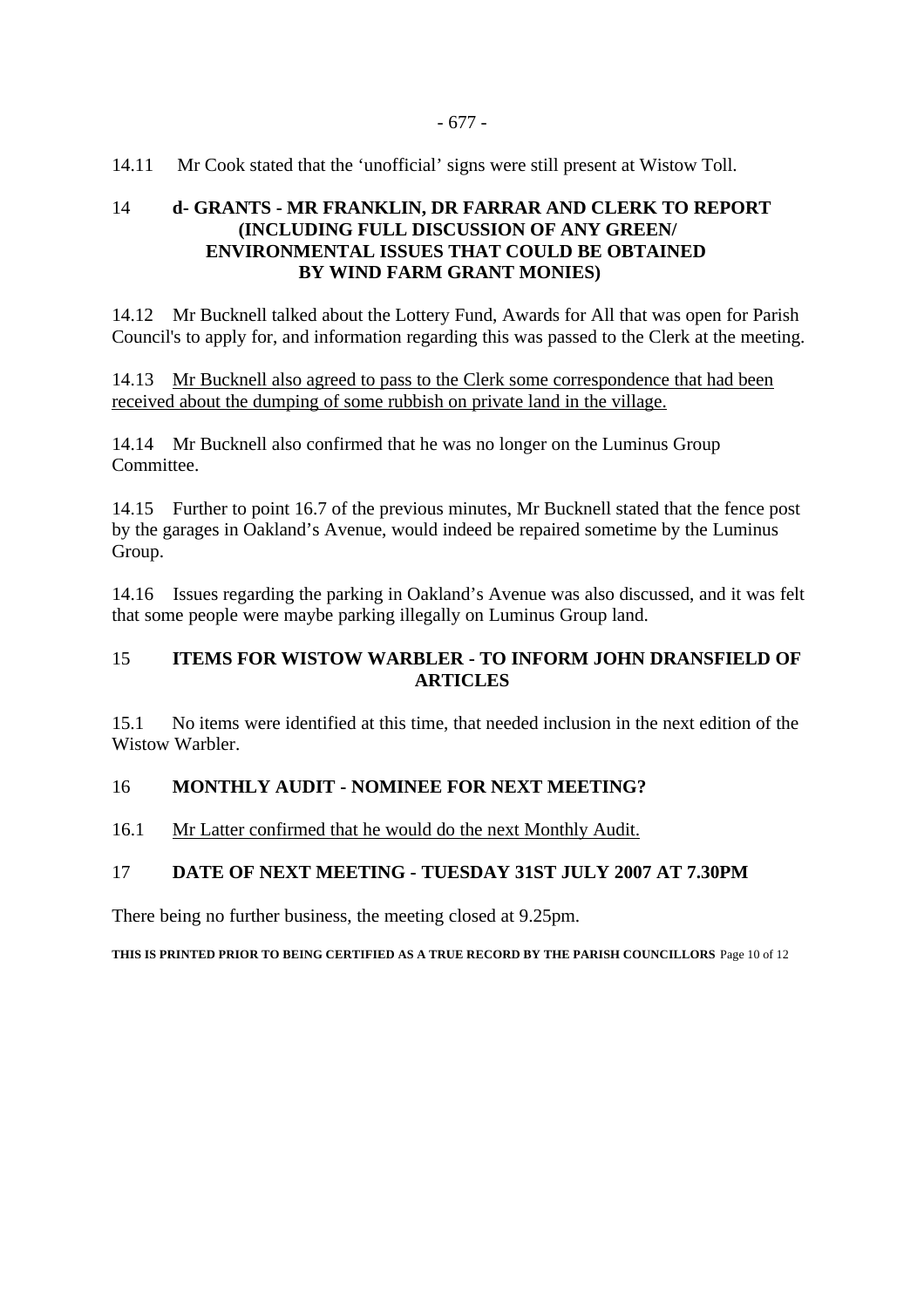14.11 Mr Cook stated that the 'unofficial' signs were still present at Wistow Toll.

## 14 d- GRANTS - MR FRANKLIN, DR FARRAR AND CLERK TO REPORT (INCLUDING FULL DISCUSSION OF ANY GREEN/ ENVIRONMENTAL ISSUES THAT COULD BE OBTAINED BY WIND FARM GRANT MONIES)

14.12 Mr Bucknell talked about the Lottery Fund, Awards for All that was open for Parish Council's to apply for, and information regarding this was passed to the Clerk at the meeting.

14.13 <u>Mr Bucknell also agreed to pass to the Clerk some correspondence that had been received about the dumping of some rubbish on private land in the village.</u>

14.14 Mr Bucknell also confirmed that he was no longer on the Luminus Group Committee.

14.15 Further to point 16.7 of the previous minutes, Mr Bucknell stated that the fence post by the garages in Oakland's Avenue, would indeed be repaired sometime by the Luminus Group.

14.16 Issues regarding the parking in Oakland's Avenue was also discussed, and it was felt that some people were maybe parking illegally on Luminus Group land.

## 15 ITEMS FOR WISTOW WARBLER - TO INFORM JOHN DRANSFIELD OF ARTICLES

15.1 No items were identified at this time, that needed inclusion in the next edition of the Wistow Warbler.

## 16 MONTHLY AUDIT - NOMINEE FOR NEXT MEETING?

16.1 <u>Mr Latter confirmed that he would do the next Monthly Audit.</u>

## 17 DATE OF NEXT MEETING - TUESDAY 31ST JULY 2007 AT 7.30PM

There being no further business, the meeting closed at 9.25pm.

**THIS IS PRINTED PRIOR TO BEING CERTIFIED AS A TRUE RECORD BY THE PARISH COUNCILLORS**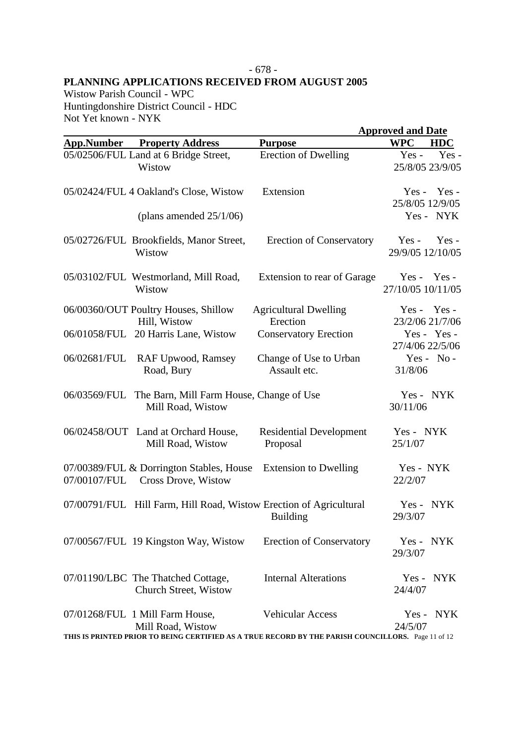**PLANNING APPLICATIONS RECEIVED FROM AUGUST 2005**

Wistow Parish Council - WPC
Huntingdonshire District Council - HDC
Not Yet known - NYK

| App.Number | Property Address | Purpose | Approved and Date WPC | HDC |
|---|---|---|---|---|
| 05/02506/FUL | Land at 6 Bridge Street, Wistow | Erection of Dwelling | Yes - 25/8/05 | Yes - 23/9/05 |
| 05/02424/FUL | 4 Oakland's Close, Wistow | Extension | Yes - 25/8/05 | Yes - 12/9/05 |
| | (plans amended 25/1/06) | | Yes - | NYK |
| 05/02726/FUL | Brookfields, Manor Street, Wistow | Erection of Conservatory | Yes - 29/9/05 | Yes - 12/10/05 |
| 05/03102/FUL | Westmorland, Mill Road, Wistow | Extension to rear of Garage | Yes - 27/10/05 | Yes - 10/11/05 |
| 06/00360/OUT | Poultry Houses, Shillow Hill, Wistow | Agricultural Dwelling Erection | Yes - 23/2/06 | Yes - 21/7/06 |
| 06/01058/FUL | 20 Harris Lane, Wistow | Conservatory Erection | Yes - 27/4/06 | Yes - 22/5/06 |
| 06/02681/FUL | RAF Upwood, Ramsey Road, Bury | Change of Use to Urban Assault etc. | Yes - 31/8/06 | No - |
| 06/03569/FUL | The Barn, Mill Farm House, Mill Road, Wistow | Change of Use | Yes - 30/11/06 | NYK |
| 06/02458/OUT | Land at Orchard House, Mill Road, Wistow | Residential Development Proposal | Yes - 25/1/07 | NYK |
| 07/00389/FUL & 07/00107/FUL | Dorrington Stables, House Cross Drove, Wistow | Extension to Dwelling | Yes - 22/2/07 | NYK |
| 07/00791/FUL | Hill Farm, Hill Road, Wistow | Erection of Agricultural Building | Yes - 29/3/07 | NYK |
| 07/00567/FUL | 19 Kingston Way, Wistow | Erection of Conservatory | Yes - 29/3/07 | NYK |
| 07/01190/LBC | The Thatched Cottage, Church Street, Wistow | Internal Alterations | Yes - 24/4/07 | NYK |
| 07/01268/FUL | 1 Mill Farm House, Mill Road, Wistow | Vehicular Access | Yes - 24/5/07 | NYK |

THIS IS PRINTED PRIOR TO BEING CERTIFIED AS A TRUE RECORD BY THE PARISH COUNCILLORS.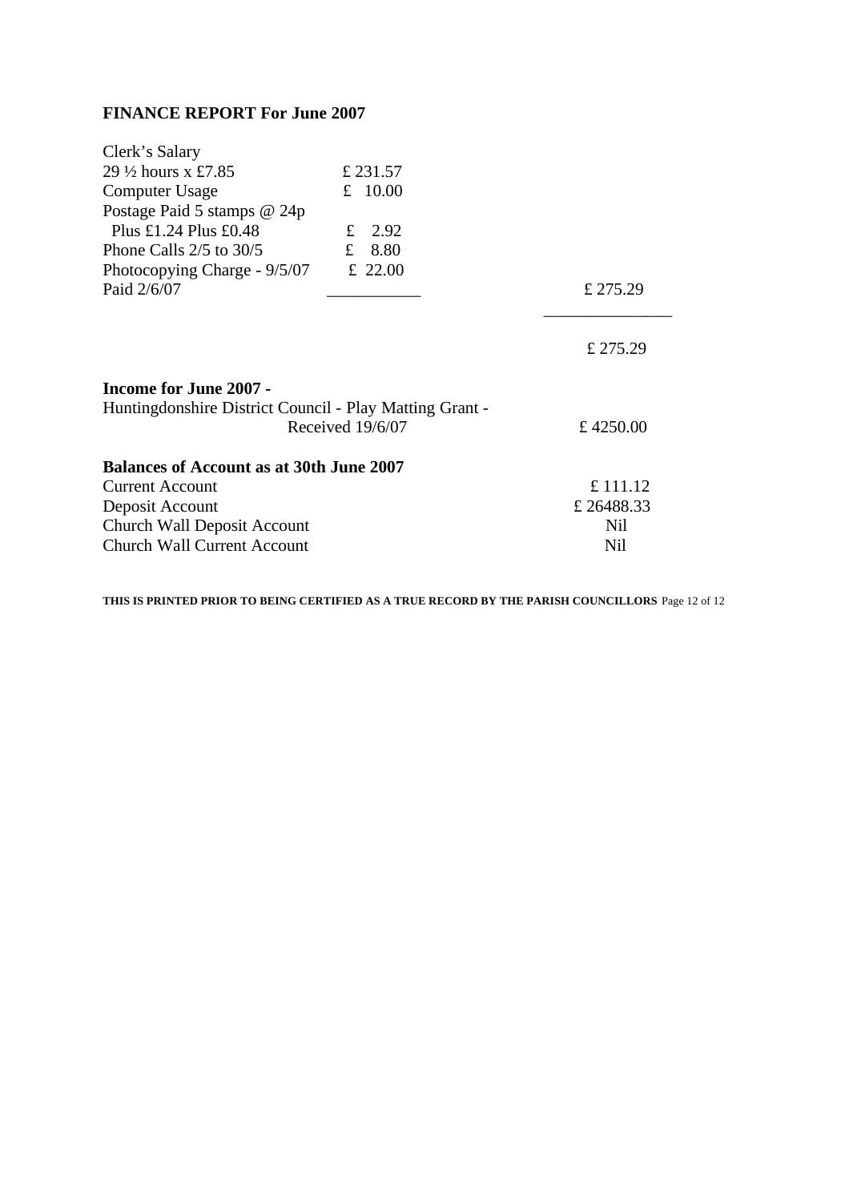**FINANCE REPORT For June 2007**

| | | |
|---|---|---|
| Clerk's Salary | | |
| 29 ½ hours x £7.85 | £ 231.57 | |
| Computer Usage | £ 10.00 | |
| Postage Paid 5 stamps @ 24p | | |
| Plus £1.24 Plus £0.48 | £ 2.92 | |
| Phone Calls 2/5 to 30/5 | £ 8.80 | |
| Photocopying Charge - 9/5/07 | £ 22.00 | |
| Paid 2/6/07 | | £ 275.29 |
| | | £ 275.29 |

**Income for June 2007 -**

| | |
|---|---|
| Huntingdonshire District Council - Play Matting Grant - Received 19/6/07 | £ 4250.00 |

**Balances of Account as at 30th June 2007**

| | |
|---|---|
| Current Account | £ 111.12 |
| Deposit Account | £ 26488.33 |
| Church Wall Deposit Account | Nil |
| Church Wall Current Account | Nil |

**THIS IS PRINTED PRIOR TO BEING CERTIFIED AS A TRUE RECORD BY THE PARISH COUNCILLORS**